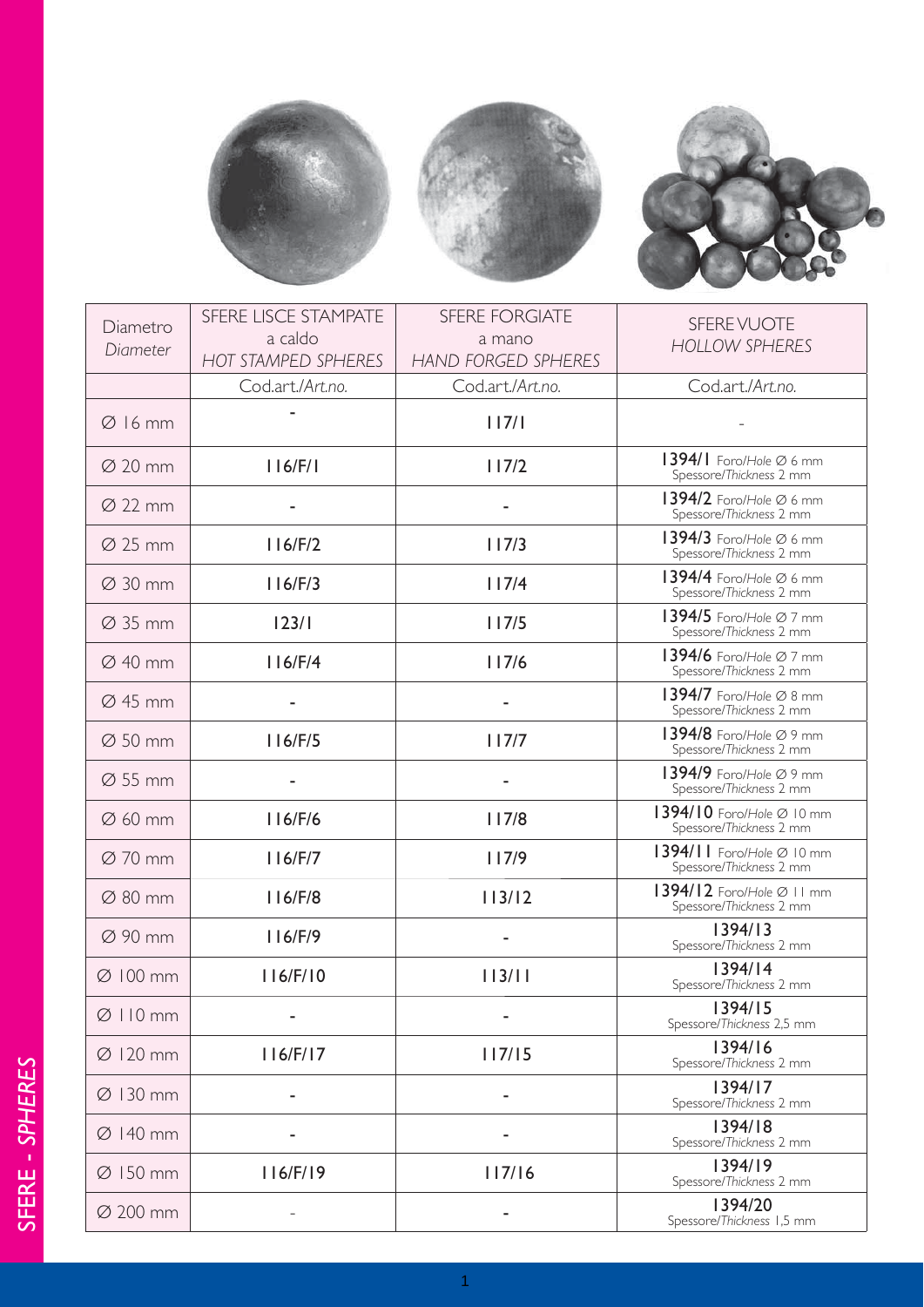| Diametro *Diameter* | SFERE LISCE STAMPATE a caldo *HOT STAMPED SPHERES* | SFERE FORGIATE a mano *HAND FORGED SPHERES* | SFERE VUOTE *HOLLOW SPHERES* |
|---|---|---|---|
| | Cod.art./*Art.no.* | Cod.art./*Art.no.* | Cod.art./*Art.no.* |
| Ø 16 mm | - | **117/1** | - |
| Ø 20 mm | **116/F/1** | **117/2** | **1394/1** Foro/*Hole* Ø 6 mm Spessore/*Thickness* 2 mm |
| Ø 22 mm | - | - | **1394/2** Foro/*Hole* Ø 6 mm Spessore/*Thickness* 2 mm |
| Ø 25 mm | **116/F/2** | **117/3** | **1394/3** Foro/*Hole* Ø 6 mm Spessore/*Thickness* 2 mm |
| Ø 30 mm | **116/F/3** | **117/4** | **1394/4** Foro/*Hole* Ø 6 mm Spessore/*Thickness* 2 mm |
| Ø 35 mm | **123/1** | **117/5** | **1394/5** Foro/*Hole* Ø 7 mm Spessore/*Thickness* 2 mm |
| Ø 40 mm | **116/F/4** | **117/6** | **1394/6** Foro/*Hole* Ø 7 mm Spessore/*Thickness* 2 mm |
| Ø 45 mm | - | - | **1394/7** Foro/*Hole* Ø 8 mm Spessore/*Thickness* 2 mm |
| Ø 50 mm | **116/F/5** | **117/7** | **1394/8** Foro/*Hole* Ø 9 mm Spessore/*Thickness* 2 mm |
| Ø 55 mm | - | - | **1394/9** Foro/*Hole* Ø 9 mm Spessore/*Thickness* 2 mm |
| Ø 60 mm | **116/F/6** | **117/8** | **1394/10** Foro/*Hole* Ø 10 mm Spessore/*Thickness* 2 mm |
| Ø 70 mm | **116/F/7** | **117/9** | **1394/11** Foro/*Hole* Ø 10 mm Spessore/*Thickness* 2 mm |
| Ø 80 mm | **116/F/8** | **113/12** | **1394/12** Foro/*Hole* Ø 11 mm Spessore/*Thickness* 2 mm |
| Ø 90 mm | **116/F/9** | - | **1394/13** Spessore/*Thickness* 2 mm |
| Ø 100 mm | **116/F/10** | **113/11** | **1394/14** Spessore/*Thickness* 2 mm |
| Ø 110 mm | - | - | **1394/15** Spessore/*Thickness* 2,5 mm |
| Ø 120 mm | **116/F/17** | **117/15** | **1394/16** Spessore/*Thickness* 2 mm |
| Ø 130 mm | - | - | **1394/17** Spessore/*Thickness* 2 mm |
| Ø 140 mm | - | - | **1394/18** Spessore/*Thickness* 2 mm |
| Ø 150 mm | **116/F/19** | **117/16** | **1394/19** Spessore/*Thickness* 2 mm |
| Ø 200 mm | - | - | **1394/20** Spessore/*Thickness* 1,5 mm |

SFERE - *SPHERES*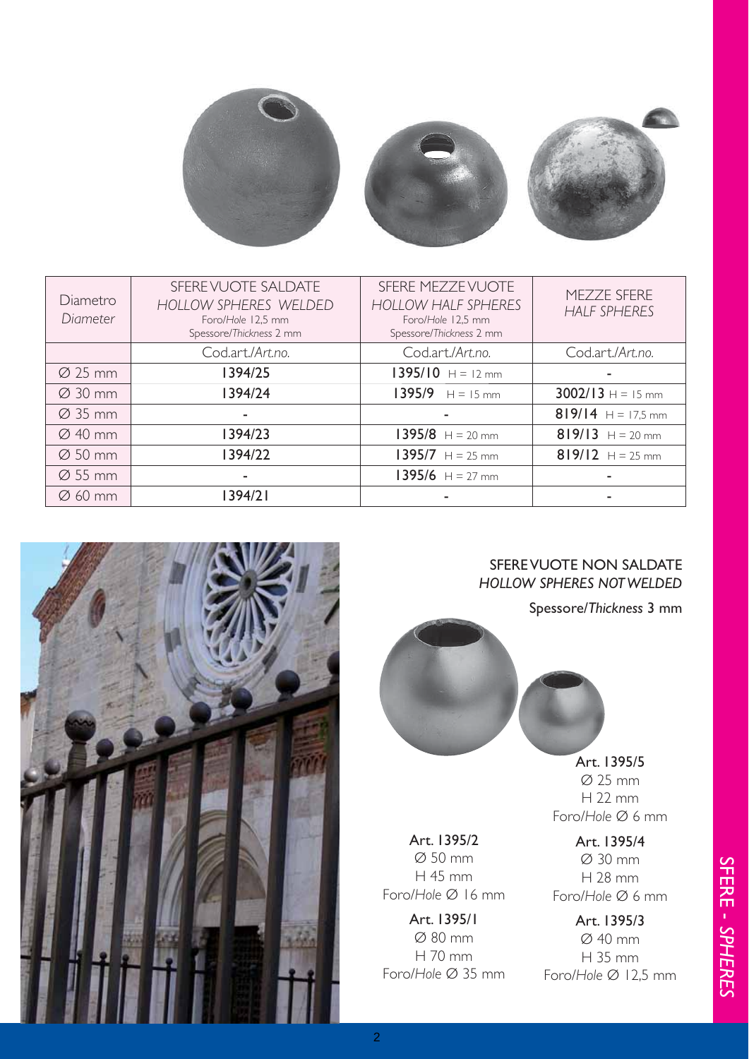| Diametro *Diameter* | SFERE VUOTE SALDATE *HOLLOW SPHERES WELDED* Foro/*Hole* 12,5 mm Spessore/*Thickness* 2 mm | SFERE MEZZE VUOTE *HOLLOW HALF SPHERES* Foro/*Hole* 12,5 mm Spessore/*Thickness* 2 mm | MEZZE SFERE *HALF SPHERES* |
|---|---|---|---|
| | Cod.art./*Art.no.* | Cod.art./*Art.no.* | Cod.art./*Art.no.* |
| Ø 25 mm | **1394/25** | **1395/10** H = 12 mm | - |
| Ø 30 mm | **1394/24** | **1395/9** H = 15 mm | **3002/13** H = 15 mm |
| Ø 35 mm | - | - | **819/14** H = 17,5 mm |
| Ø 40 mm | **1394/23** | **1395/8** H = 20 mm | **819/13** H = 20 mm |
| Ø 50 mm | **1394/22** | **1395/7** H = 25 mm | **819/12** H = 25 mm |
| Ø 55 mm | - | **1395/6** H = 27 mm | - |
| Ø 60 mm | **1394/21** | - | - |

## SFERE VUOTE NON SALDATE
## *HOLLOW SPHERES NOT WELDED*

Spessore/*Thickness* 3 mm

Art. 1395/5
Ø 25 mm
H 22 mm
Foro/*Hole* Ø 6 mm

Art. 1395/2
Ø 50 mm
H 45 mm
Foro/*Hole* Ø 16 mm

Art. 1395/4
Ø 30 mm
H 28 mm
Foro/*Hole* Ø 6 mm

Art. 1395/1
Ø 80 mm
H 70 mm
Foro/*Hole* Ø 35 mm

Art. 1395/3
Ø 40 mm
H 35 mm
Foro/*Hole* Ø 12,5 mm

SFERE - *SPHERES*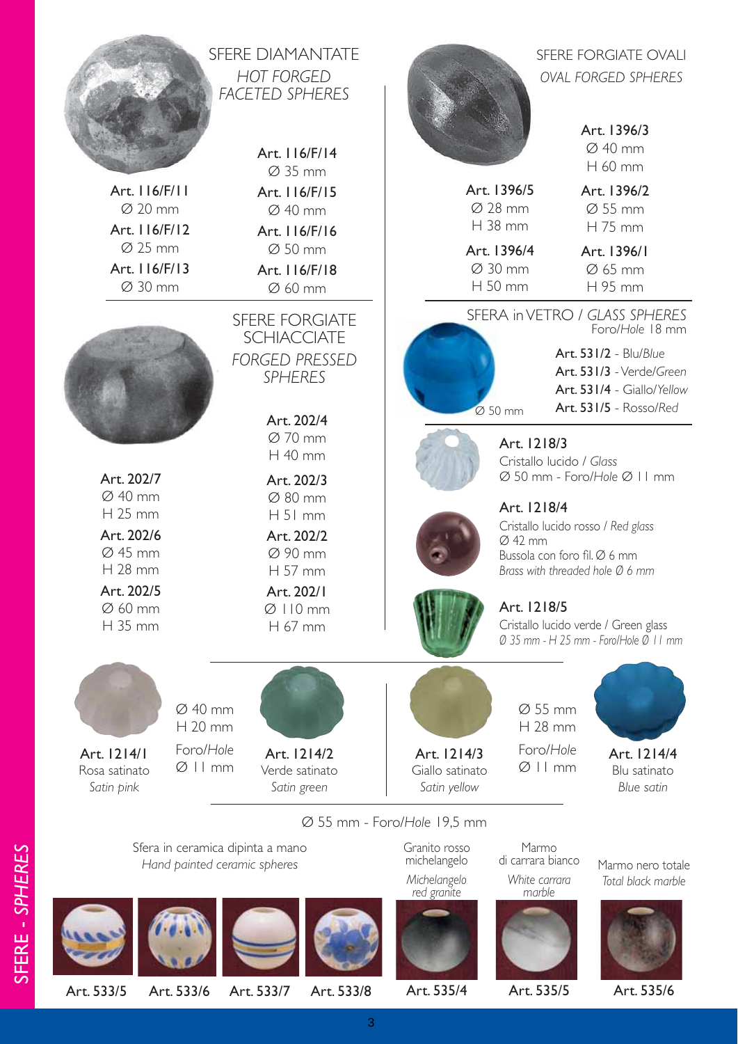## SFERE DIAMANTATE
### *HOT FORGED FACETED SPHERES*

Art. 116/F/11
Ø 20 mm

Art. 116/F/12
Ø 25 mm

Art. 116/F/13
Ø 30 mm

Art. 116/F/14
Ø 35 mm

Art. 116/F/15
Ø 40 mm

Art. 116/F/16
Ø 50 mm

Art. 116/F/18
Ø 60 mm

## SFERE FORGIATE SCHIACCIATE
### *FORGED PRESSED SPHERES*

Art. 202/7
Ø 40 mm
H 25 mm

Art. 202/6
Ø 45 mm
H 28 mm

Art. 202/5
Ø 60 mm
H 35 mm

Art. 202/4
Ø 70 mm
H 40 mm

Art. 202/3
Ø 80 mm
H 51 mm

Art. 202/2
Ø 90 mm
H 57 mm

Art. 202/1
Ø 110 mm
H 67 mm

## SFERE FORGIATE OVALI
### *OVAL FORGED SPHERES*

Art. 1396/5
Ø 28 mm
H 38 mm

Art. 1396/4
Ø 30 mm
H 50 mm

Art. 1396/3
Ø 40 mm
H 60 mm

Art. 1396/2
Ø 55 mm
H 75 mm

Art. 1396/1
Ø 65 mm
H 95 mm

## SFERA in VETRO / *GLASS SPHERES*

Foro/*Hole* 18 mm

Ø 50 mm

- **Art. 531/2** - Blu/*Blue*
- **Art. 531/3** - Verde/*Green*
- **Art. 531/4** - Giallo/*Yellow*
- **Art. 531/5** - Rosso/*Red*

**Art. 1218/3**
Cristallo lucido / *Glass*
Ø 50 mm - Foro/*Hole* Ø 11 mm

**Art. 1218/4**
Cristallo lucido rosso / *Red glass*
Ø 42 mm
Bussola con foro fil. Ø 6 mm
*Brass with threaded hole Ø 6 mm*

**Art. 1218/5**
Cristallo lucido verde / Green glass
*Ø 35 mm - H 25 mm - Foro/Hole Ø 11 mm*

Ø 40 mm
H 20 mm
Foro/*Hole*
Ø 11 mm

Art. 1214/1
Rosa satinato
*Satin pink*

Art. 1214/2
Verde satinato
*Satin green*

Ø 55 mm
H 28 mm
Foro/*Hole*
Ø 11 mm

Art. 1214/3
Giallo satinato
*Satin yellow*

Art. 1214/4
Blu satinato
*Blue satin*

Ø 55 mm - Foro/*Hole* 19,5 mm

Sfera in ceramica dipinta a mano
*Hand painted ceramic spheres*

Art. 533/5 | Art. 533/6 | Art. 533/7 | Art. 533/8

Granito rosso michelangelo
*Michelangelo red granite*
Art. 535/4

Marmo di carrara bianco
*White carrara marble*
Art. 535/5

Marmo nero totale
*Total black marble*
Art. 535/6

SFERE - *SPHERES*